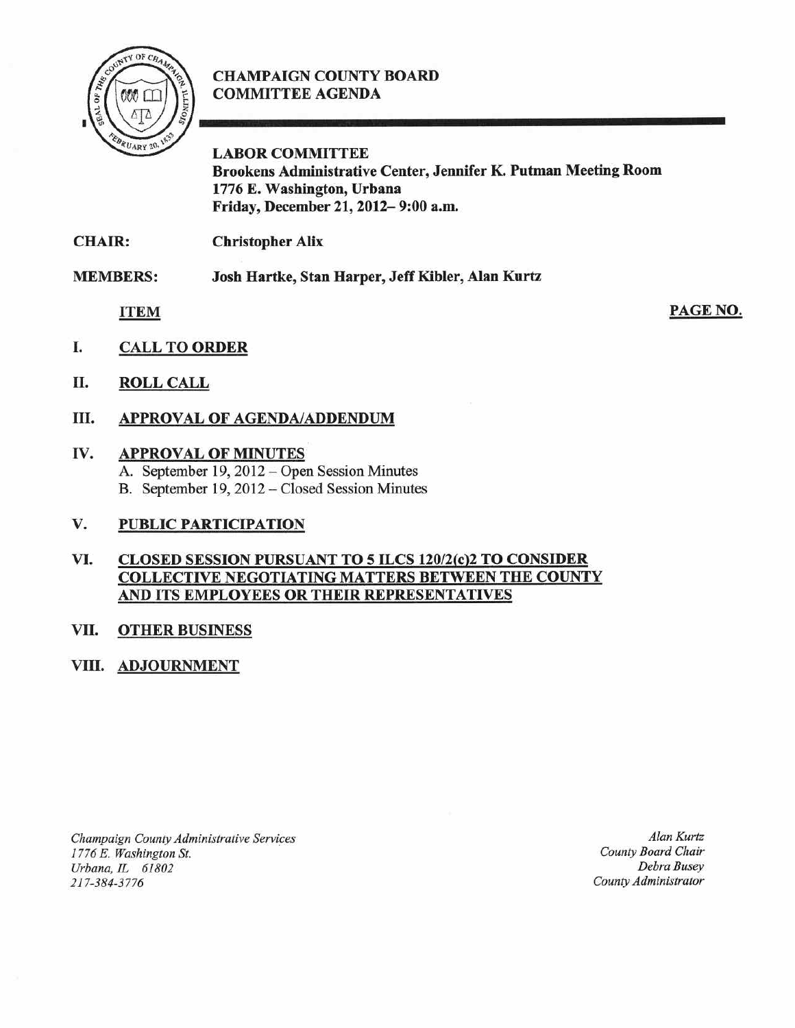# CHAMPAIGN COUNTY BOARD COMMITTEE AGENDA

## LABOR COMMITTEE

**Brookens Administrative Center, Jennifer K. Putman Meeting Room**
**1776 E. Washington, Urbana**
**Friday, December 21, 2012– 9:00 a.m.**

**CHAIR:** **Christopher Alix**

**MEMBERS:** **Josh Hartke, Stan Harper, Jeff Kibler, Alan Kurtz**

| ITEM | PAGE NO. |
|---|---|
| I. **CALL TO ORDER** | |
| II. **ROLL CALL** | |
| III. **APPROVAL OF AGENDA/ADDENDUM** | |
| IV. **APPROVAL OF MINUTES** | |
| A. September 19, 2012 – Open Session Minutes | |
| B. September 19, 2012 – Closed Session Minutes | |
| V. **PUBLIC PARTICIPATION** | |
| VI. **CLOSED SESSION PURSUANT TO 5 ILCS 120/2(c)2 TO CONSIDER COLLECTIVE NEGOTIATING MATTERS BETWEEN THE COUNTY AND ITS EMPLOYEES OR THEIR REPRESENTATIVES** | |
| VII. **OTHER BUSINESS** | |
| VIII. **ADJOURNMENT** | |

*Champaign County Administrative Services*
*1776 E. Washington St.*
*Urbana, IL 61802*
*217-384-3776*

*Alan Kurtz*
*County Board Chair*
*Debra Busey*
*County Administrator*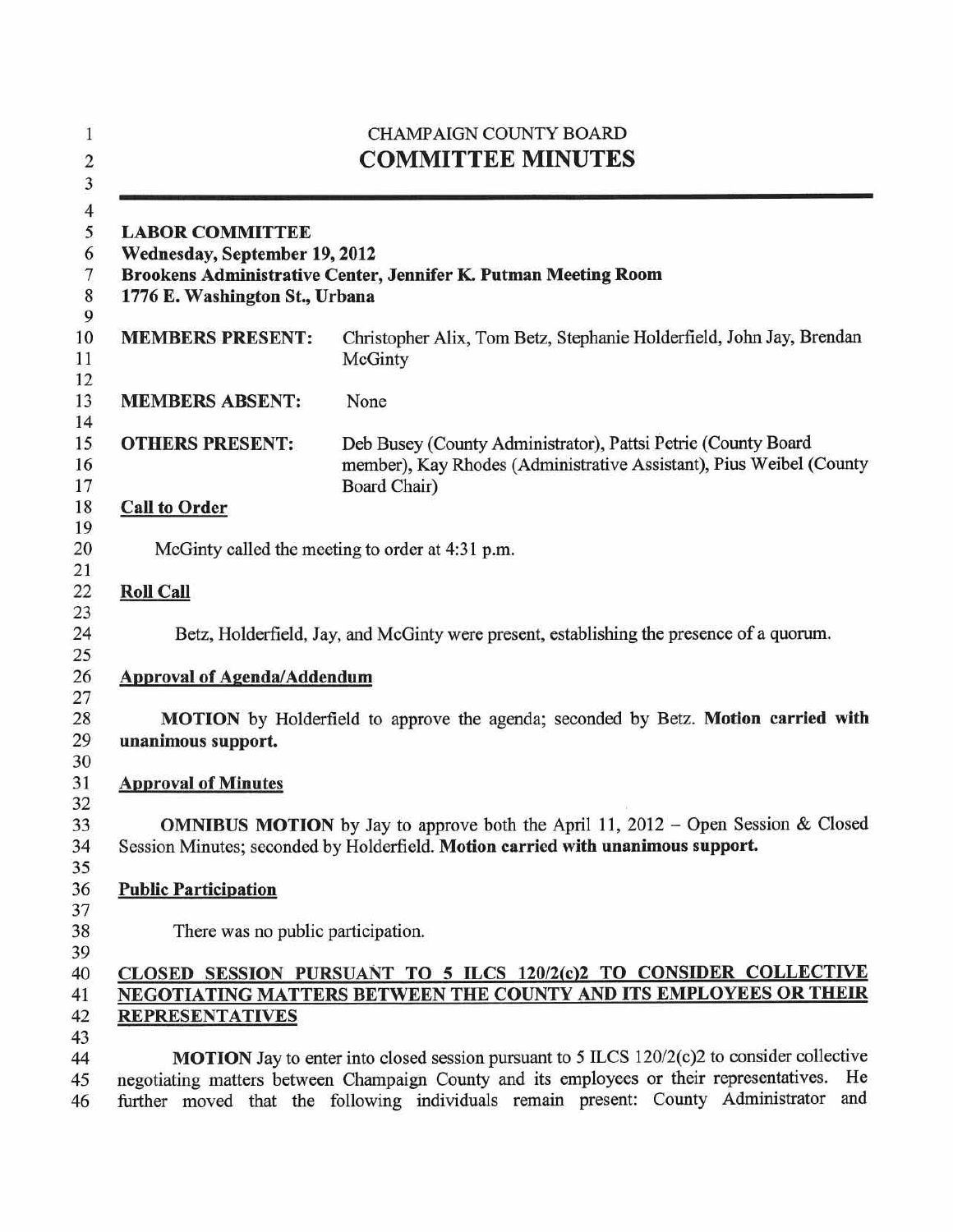CHAMPAIGN COUNTY BOARD

# COMMITTEE MINUTES

---

**LABOR COMMITTEE**
**Wednesday, September 19, 2012**
**Brookens Administrative Center, Jennifer K. Putman Meeting Room**
**1776 E. Washington St., Urbana**

**MEMBERS PRESENT:** Christopher Alix, Tom Betz, Stephanie Holderfield, John Jay, Brendan McGinty

**MEMBERS ABSENT:** None

**OTHERS PRESENT:** Deb Busey (County Administrator), Pattsi Petrie (County Board member), Kay Rhodes (Administrative Assistant), Pius Weibel (County Board Chair)

## Call to Order

McGinty called the meeting to order at 4:31 p.m.

## Roll Call

Betz, Holderfield, Jay, and McGinty were present, establishing the presence of a quorum.

## Approval of Agenda/Addendum

**MOTION** by Holderfield to approve the agenda; seconded by Betz. **Motion carried with unanimous support.**

## Approval of Minutes

**OMNIBUS MOTION** by Jay to approve both the April 11, 2012 – Open Session & Closed Session Minutes; seconded by Holderfield. **Motion carried with unanimous support.**

## Public Participation

There was no public participation.

## CLOSED SESSION PURSUANT TO 5 ILCS 120/2(c)2 TO CONSIDER COLLECTIVE NEGOTIATING MATTERS BETWEEN THE COUNTY AND ITS EMPLOYEES OR THEIR REPRESENTATIVES

**MOTION** Jay to enter into closed session pursuant to 5 ILCS 120/2(c)2 to consider collective negotiating matters between Champaign County and its employees or their representatives. He further moved that the following individuals remain present: County Administrator and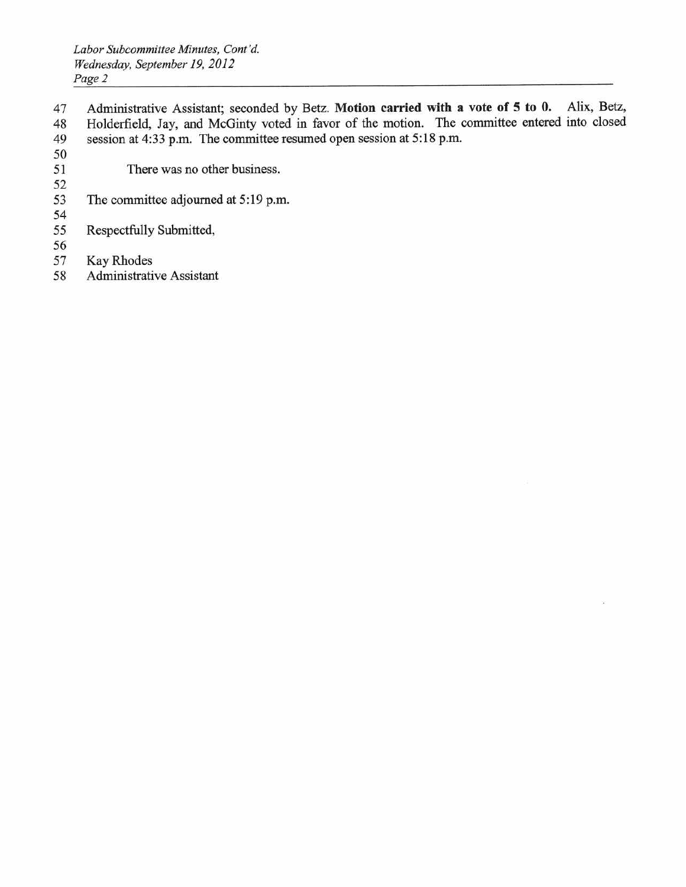Administrative Assistant; seconded by Betz. **Motion carried with a vote of 5 to 0.** Alix, Betz, Holderfield, Jay, and McGinty voted in favor of the motion. The committee entered into closed session at 4:33 p.m. The committee resumed open session at 5:18 p.m.

There was no other business.

The committee adjourned at 5:19 p.m.

Respectfully Submitted,

Kay Rhodes
Administrative Assistant